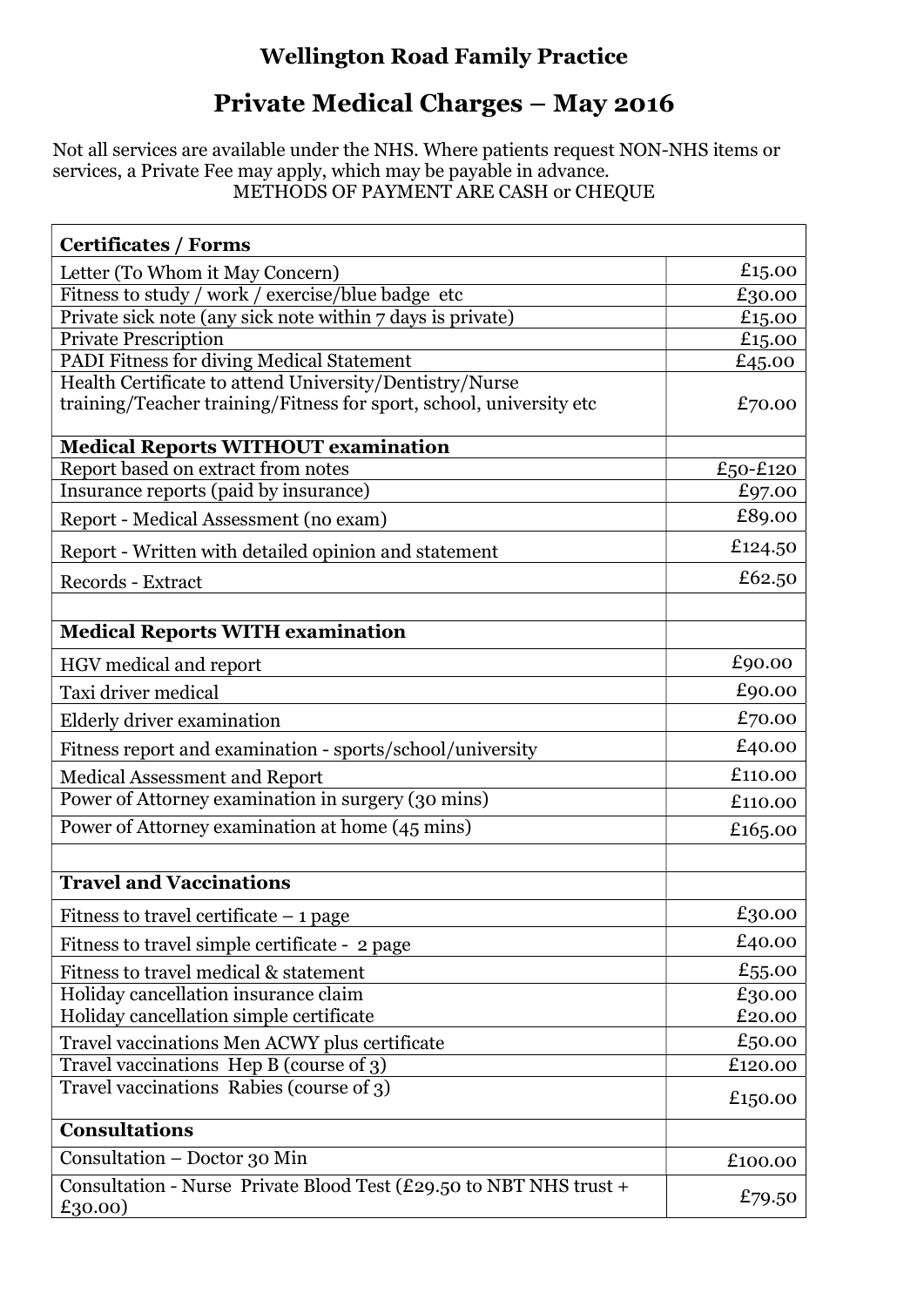## Wellington Road Family Practice

# Private Medical Charges – May 2016

Not all services are available under the NHS. Where patients request NON-NHS items or services, a Private Fee may apply, which may be payable in advance.

METHODS OF PAYMENT ARE CASH or CHEQUE

| **Certificates / Forms** | |
|---|---|
| Letter (To Whom it May Concern) | £15.00 |
| Fitness to study / work / exercise/blue badge etc | £30.00 |
| Private sick note (any sick note within 7 days is private) | £15.00 |
| Private Prescription | £15.00 |
| PADI Fitness for diving Medical Statement | £45.00 |
| Health Certificate to attend University/Dentistry/Nurse training/Teacher training/Fitness for sport, school, university etc | £70.00 |
| **Medical Reports WITHOUT examination** | |
| Report based on extract from notes | £50-£120 |
| Insurance reports (paid by insurance) | £97.00 |
| Report - Medical Assessment (no exam) | £89.00 |
| Report - Written with detailed opinion and statement | £124.50 |
| Records - Extract | £62.50 |
| | |
| **Medical Reports WITH examination** | |
| HGV medical and report | £90.00 |
| Taxi driver medical | £90.00 |
| Elderly driver examination | £70.00 |
| Fitness report and examination - sports/school/university | £40.00 |
| Medical Assessment and Report | £110.00 |
| Power of Attorney examination in surgery (30 mins) | £110.00 |
| Power of Attorney examination at home (45 mins) | £165.00 |
| | |
| **Travel and Vaccinations** | |
| Fitness to travel certificate – 1 page | £30.00 |
| Fitness to travel simple certificate - 2 page | £40.00 |
| Fitness to travel medical & statement | £55.00 |
| Holiday cancellation insurance claim | £30.00 |
| Holiday cancellation simple certificate | £20.00 |
| Travel vaccinations Men ACWY plus certificate | £50.00 |
| Travel vaccinations Hep B (course of 3) | £120.00 |
| Travel vaccinations Rabies (course of 3) | £150.00 |
| **Consultations** | |
| Consultation – Doctor 30 Min | £100.00 |
| Consultation - Nurse Private Blood Test (£29.50 to NBT NHS trust + £30.00) | £79.50 |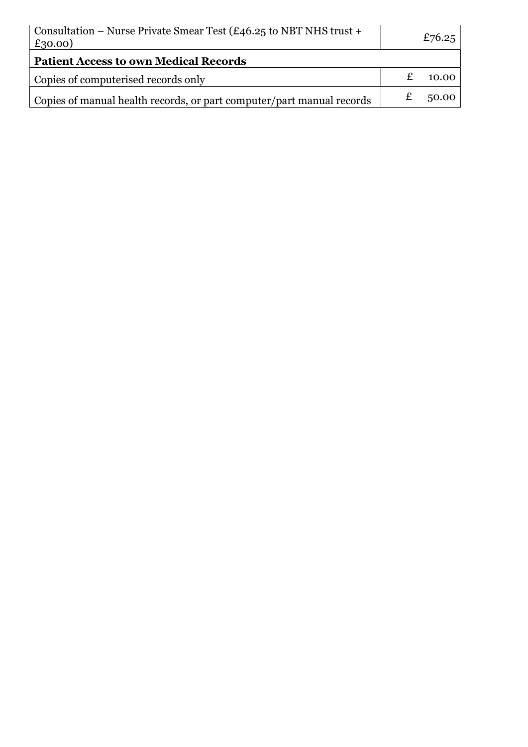| | |
|---|---|
| Consultation – Nurse Private Smear Test (£46.25 to NBT NHS trust + £30.00) | £76.25 |
| **Patient Access to own Medical Records** | |
| Copies of computerised records only | £ 10.00 |
| Copies of manual health records, or part computer/part manual records | £ 50.00 |